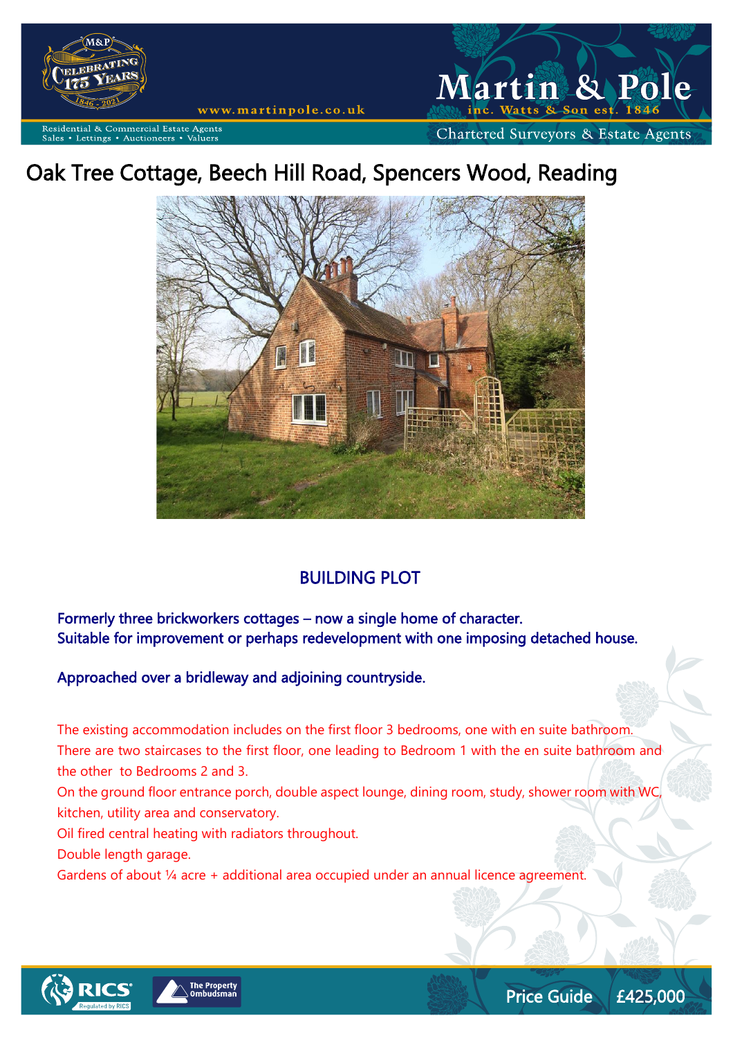Martin & Pole

inc. Watts & Son est. 1846

Chartered Surveyors & Estate Agents

www.martinpole.co.uk

Residential & Commercial Estate Agents
Sales • Lettings • Auctioneers • Valuers

# Oak Tree Cottage, Beech Hill Road, Spencers Wood, Reading

## BUILDING PLOT

Formerly three brickworkers cottages – now a single home of character.
Suitable for improvement or perhaps redevelopment with one imposing detached house.

Approached over a bridleway and adjoining countryside.

The existing accommodation includes on the first floor 3 bedrooms, one with en suite bathroom.
There are two staircases to the first floor, one leading to Bedroom 1 with the en suite bathroom and the other to Bedrooms 2 and 3.
On the ground floor entrance porch, double aspect lounge, dining room, study, shower room with WC, kitchen, utility area and conservatory.
Oil fired central heating with radiators throughout.
Double length garage.
Gardens of about ¼ acre + additional area occupied under an annual licence agreement.

Price Guide £425,000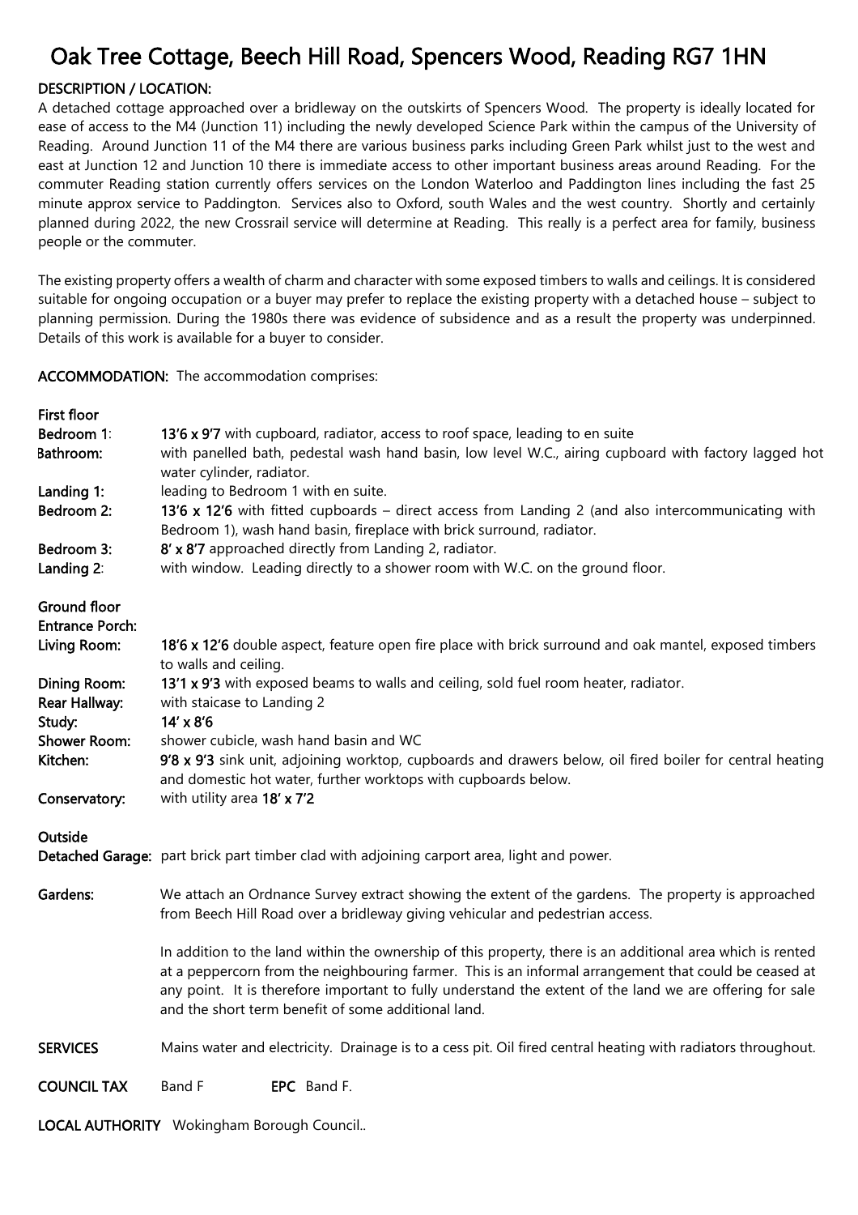# Oak Tree Cottage, Beech Hill Road, Spencers Wood, Reading RG7 1HN

**DESCRIPTION / LOCATION:**

A detached cottage approached over a bridleway on the outskirts of Spencers Wood. The property is ideally located for ease of access to the M4 (Junction 11) including the newly developed Science Park within the campus of the University of Reading. Around Junction 11 of the M4 there are various business parks including Green Park whilst just to the west and east at Junction 12 and Junction 10 there is immediate access to other important business areas around Reading. For the commuter Reading station currently offers services on the London Waterloo and Paddington lines including the fast 25 minute approx service to Paddington. Services also to Oxford, south Wales and the west country. Shortly and certainly planned during 2022, the new Crossrail service will determine at Reading. This really is a perfect area for family, business people or the commuter.

The existing property offers a wealth of charm and character with some exposed timbers to walls and ceilings. It is considered suitable for ongoing occupation or a buyer may prefer to replace the existing property with a detached house – subject to planning permission. During the 1980s there was evidence of subsidence and as a result the property was underpinned. Details of this work is available for a buyer to consider.

**ACCOMMODATION:** The accommodation comprises:

**First floor**

**Bedroom 1**: **13'6 x 9'7** with cupboard, radiator, access to roof space, leading to en suite

**Bathroom:** with panelled bath, pedestal wash hand basin, low level W.C., airing cupboard with factory lagged hot water cylinder, radiator.

**Landing 1:** leading to Bedroom 1 with en suite.

**Bedroom 2:** **13'6 x 12'6** with fitted cupboards – direct access from Landing 2 (and also intercommunicating with Bedroom 1), wash hand basin, fireplace with brick surround, radiator.

**Bedroom 3:** **8' x 8'7** approached directly from Landing 2, radiator.

**Landing 2**: with window. Leading directly to a shower room with W.C. on the ground floor.

**Ground floor**

**Entrance Porch:**

**Living Room:** **18'6 x 12'6** double aspect, feature open fire place with brick surround and oak mantel, exposed timbers to walls and ceiling.

**Dining Room:** **13'1 x 9'3** with exposed beams to walls and ceiling, sold fuel room heater, radiator.

**Rear Hallway:** with staicase to Landing 2

**Study:** **14' x 8'6**

**Shower Room:** shower cubicle, wash hand basin and WC

**Kitchen:** **9'8 x 9'3** sink unit, adjoining worktop, cupboards and drawers below, oil fired boiler for central heating and domestic hot water, further worktops with cupboards below.

**Conservatory:** with utility area **18' x 7'2**

**Outside**

**Detached Garage:** part brick part timber clad with adjoining carport area, light and power.

**Gardens:** We attach an Ordnance Survey extract showing the extent of the gardens. The property is approached from Beech Hill Road over a bridleway giving vehicular and pedestrian access.

In addition to the land within the ownership of this property, there is an additional area which is rented at a peppercorn from the neighbouring farmer. This is an informal arrangement that could be ceased at any point. It is therefore important to fully understand the extent of the land we are offering for sale and the short term benefit of some additional land.

**SERVICES** Mains water and electricity. Drainage is to a cess pit. Oil fired central heating with radiators throughout.

**COUNCIL TAX** Band F **EPC** Band F.

**LOCAL AUTHORITY** Wokingham Borough Council..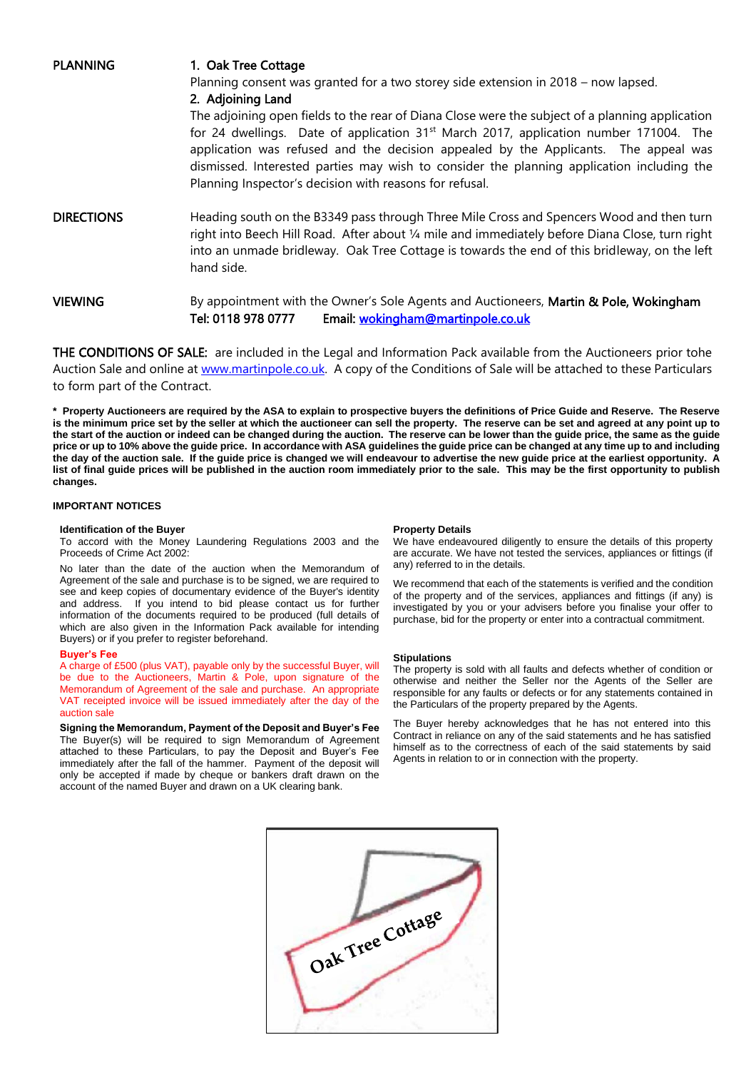**PLANNING**

**1. Oak Tree Cottage**

Planning consent was granted for a two storey side extension in 2018 – now lapsed.

**2. Adjoining Land**

The adjoining open fields to the rear of Diana Close were the subject of a planning application for 24 dwellings. Date of application 31st March 2017, application number 171004. The application was refused and the decision appealed by the Applicants. The appeal was dismissed. Interested parties may wish to consider the planning application including the Planning Inspector's decision with reasons for refusal.

**DIRECTIONS**

Heading south on the B3349 pass through Three Mile Cross and Spencers Wood and then turn right into Beech Hill Road. After about ¼ mile and immediately before Diana Close, turn right into an unmade bridleway. Oak Tree Cottage is towards the end of this bridleway, on the left hand side.

**VIEWING**

By appointment with the Owner's Sole Agents and Auctioneers, **Martin & Pole, Wokingham**
**Tel: 0118 978 0777 Email: wokingham@martinpole.co.uk**

**THE CONDITIONS OF SALE:** are included in the Legal and Information Pack available from the Auctioneers prior tohe Auction Sale and online at www.martinpole.co.uk. A copy of the Conditions of Sale will be attached to these Particulars to form part of the Contract.

**\* Property Auctioneers are required by the ASA to explain to prospective buyers the definitions of Price Guide and Reserve. The Reserve is the minimum price set by the seller at which the auctioneer can sell the property. The reserve can be set and agreed at any point up to the start of the auction or indeed can be changed during the auction. The reserve can be lower than the guide price, the same as the guide price or up to 10% above the guide price. In accordance with ASA guidelines the guide price can be changed at any time up to and including the day of the auction sale. If the guide price is changed we will endeavour to advertise the new guide price at the earliest opportunity. A list of final guide prices will be published in the auction room immediately prior to the sale. This may be the first opportunity to publish changes.**

**IMPORTANT NOTICES**

**Identification of the Buyer**

To accord with the Money Laundering Regulations 2003 and the Proceeds of Crime Act 2002:

No later than the date of the auction when the Memorandum of Agreement of the sale and purchase is to be signed, we are required to see and keep copies of documentary evidence of the Buyer's identity and address. If you intend to bid please contact us for further information of the documents required to be produced (full details of which are also given in the Information Pack available for intending Buyers) or if you prefer to register beforehand.

**Buyer's Fee**

A charge of £500 (plus VAT), payable only by the successful Buyer, will be due to the Auctioneers, Martin & Pole, upon signature of the Memorandum of Agreement of the sale and purchase. An appropriate VAT receipted invoice will be issued immediately after the day of the auction sale

**Signing the Memorandum, Payment of the Deposit and Buyer's Fee**

The Buyer(s) will be required to sign Memorandum of Agreement attached to these Particulars, to pay the Deposit and Buyer's Fee immediately after the fall of the hammer. Payment of the deposit will only be accepted if made by cheque or bankers draft drawn on the account of the named Buyer and drawn on a UK clearing bank.

**Property Details**

We have endeavoured diligently to ensure the details of this property are accurate. We have not tested the services, appliances or fittings (if any) referred to in the details.

We recommend that each of the statements is verified and the condition of the property and of the services, appliances and fittings (if any) is investigated by you or your advisers before you finalise your offer to purchase, bid for the property or enter into a contractual commitment.

**Stipulations**

The property is sold with all faults and defects whether of condition or otherwise and neither the Seller nor the Agents of the Seller are responsible for any faults or defects or for any statements contained in the Particulars of the property prepared by the Agents.

The Buyer hereby acknowledges that he has not entered into this Contract in reliance on any of the said statements and he has satisfied himself as to the correctness of each of the said statements by said Agents in relation to or in connection with the property.

Oak Tree Cottage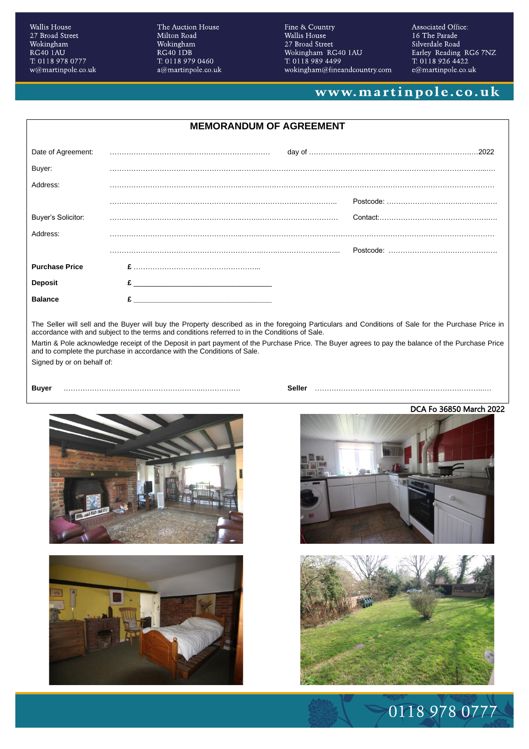Wallis House
27 Broad Street
Wokingham
RG40 1AU
T: 0118 978 0777
w@martinpole.co.uk

The Auction House
Milton Road
Wokingham
RG40 1DB
T: 0118 979 0460
a@martinpole.co.uk

Fine & Country
Wallis House
27 Broad Street
Wokingham RG40 1AU
T: 0118 989 4499
wokingham@fineandcountry.com

Associated Office:
16 The Parade
Silverdale Road
Earley Reading RG6 7NZ
T: 0118 926 4422
e@martinpole.co.uk

www.martinpole.co.uk

## MEMORANDUM OF AGREEMENT

Date of Agreement: …………………………………………………………… day of …………………………………………………………………2022

Buyer: ……………………………………………………………………………………………………………………………………………

Address: ……………………………………………………………………………………………………………………………………………

…………………………………………………………………………………………… Postcode: ……………………………………………

Buyer's Solicitor: ………………………………………………………………………………………… Contact:…………………………………………

Address: ……………………………………………………………………………………………………………………………………………

…………………………………………………………………………………………… Postcode: ……………………………………………

**Purchase Price** **£** ……………………………………………….

**Deposit** **£** ________________________________

**Balance** **£** ________________________________

The Seller will sell and the Buyer will buy the Property described as in the foregoing Particulars and Conditions of Sale for the Purchase Price in accordance with and subject to the terms and conditions referred to in the Conditions of Sale.

Martin & Pole acknowledge receipt of the Deposit in part payment of the Purchase Price. The Buyer agrees to pay the balance of the Purchase Price and to complete the purchase in accordance with the Conditions of Sale.

Signed by or on behalf of:

**Buyer** ……………………………………………………………………… **Seller** ………………………………………………………………………

DCA Fo 36850 March 2022

0118 978 0777